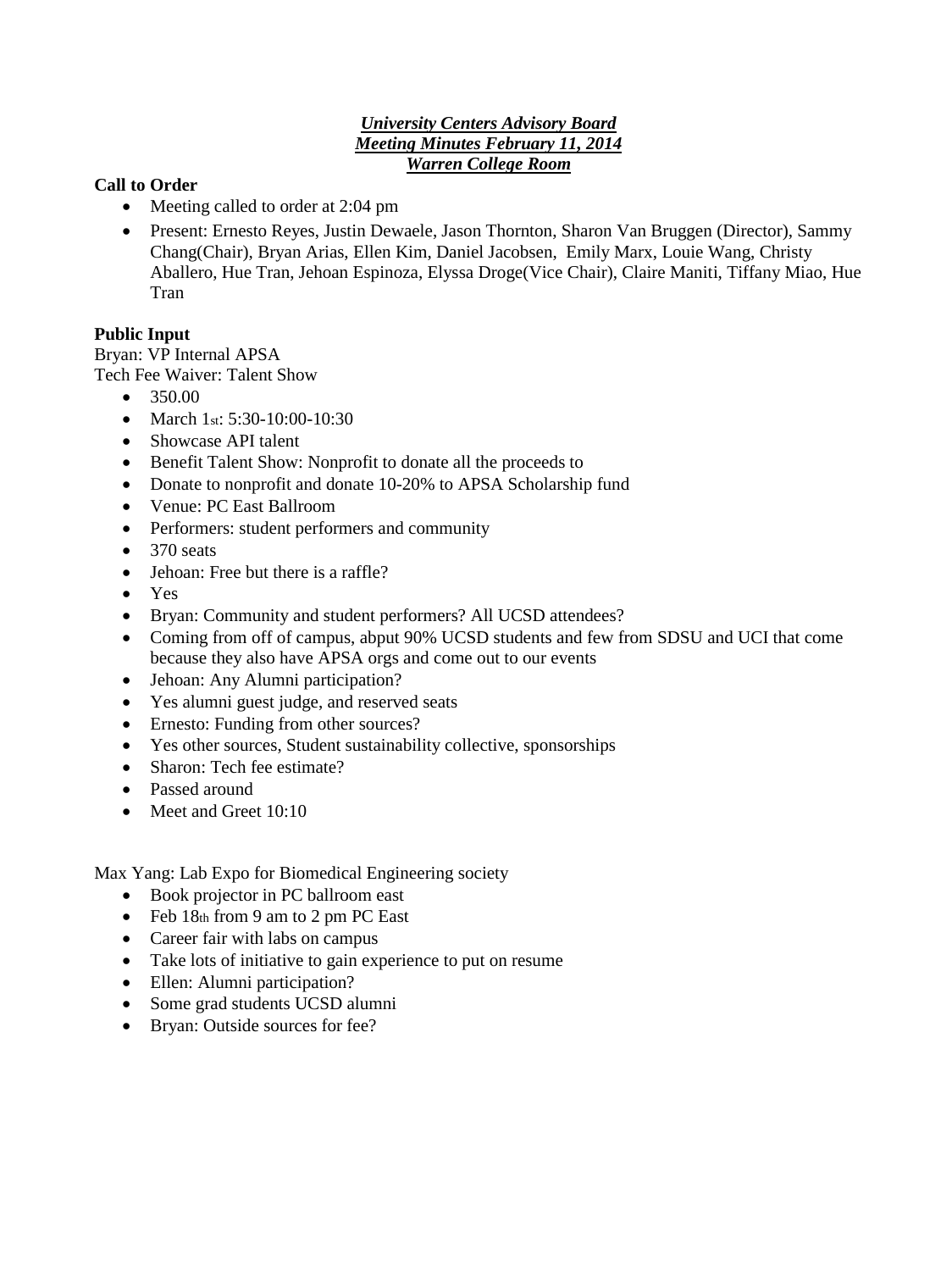***University Centers Advisory Board***
***Meeting Minutes February 11, 2014***
***Warren College Room***

**Call to Order**

- Meeting called to order at 2:04 pm
- Present: Ernesto Reyes, Justin Dewaele, Jason Thornton, Sharon Van Bruggen (Director), Sammy Chang(Chair), Bryan Arias, Ellen Kim, Daniel Jacobsen, Emily Marx, Louie Wang, Christy Aballero, Hue Tran, Jehoan Espinoza, Elyssa Droge(Vice Chair), Claire Maniti, Tiffany Miao, Hue Tran

**Public Input**

Bryan: VP Internal APSA
Tech Fee Waiver: Talent Show

- 350.00
- March 1st: 5:30-10:00-10:30
- Showcase API talent
- Benefit Talent Show: Nonprofit to donate all the proceeds to
- Donate to nonprofit and donate 10-20% to APSA Scholarship fund
- Venue: PC East Ballroom
- Performers: student performers and community
- 370 seats
- Jehoan: Free but there is a raffle?
- Yes
- Bryan: Community and student performers? All UCSD attendees?
- Coming from off of campus, abput 90% UCSD students and few from SDSU and UCI that come because they also have APSA orgs and come out to our events
- Jehoan: Any Alumni participation?
- Yes alumni guest judge, and reserved seats
- Ernesto: Funding from other sources?
- Yes other sources, Student sustainability collective, sponsorships
- Sharon: Tech fee estimate?
- Passed around
- Meet and Greet 10:10

Max Yang: Lab Expo for Biomedical Engineering society

- Book projector in PC ballroom east
- Feb 18th from 9 am to 2 pm PC East
- Career fair with labs on campus
- Take lots of initiative to gain experience to put on resume
- Ellen: Alumni participation?
- Some grad students UCSD alumni
- Bryan: Outside sources for fee?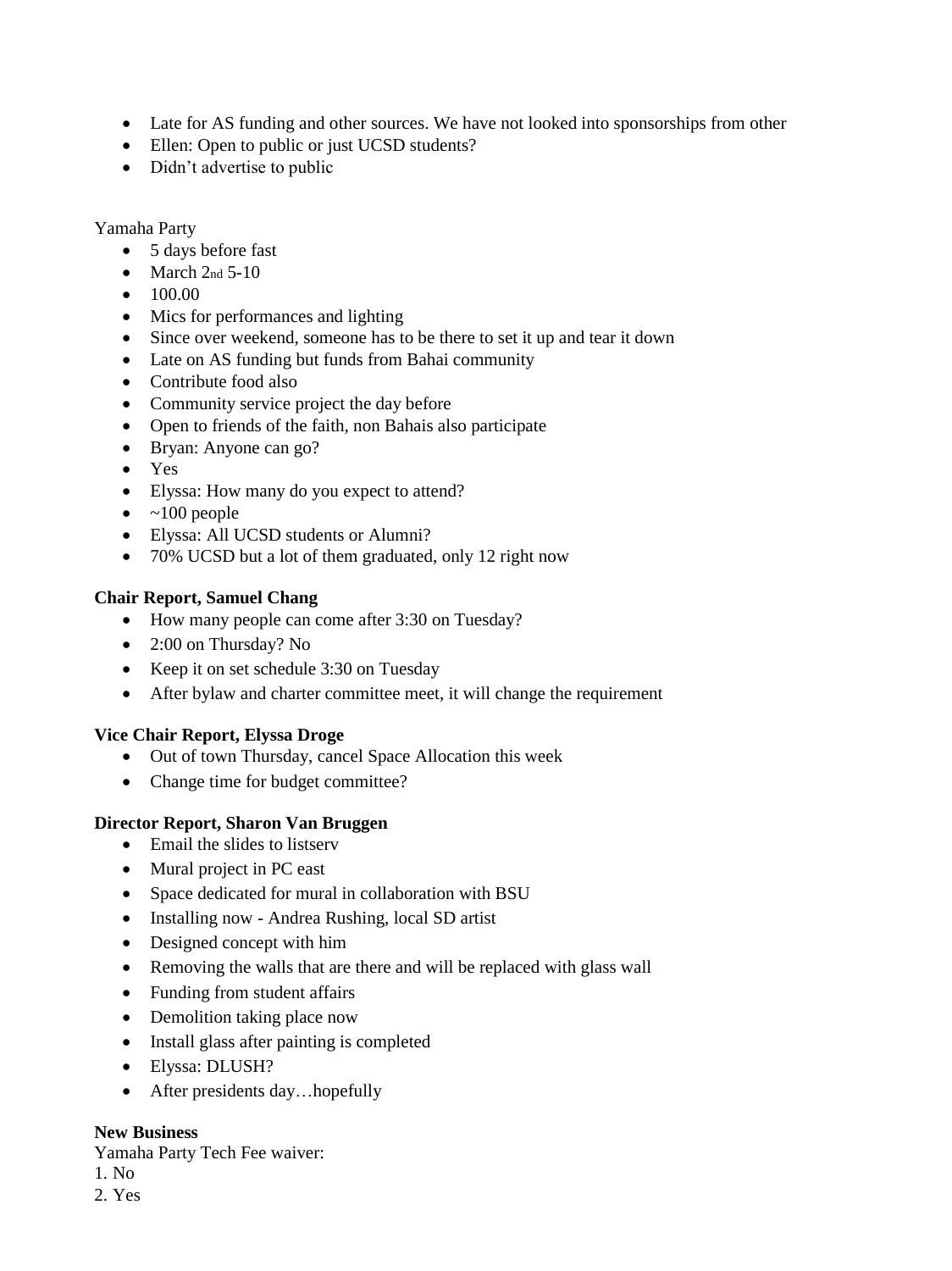- Late for AS funding and other sources. We have not looked into sponsorships from other
- Ellen: Open to public or just UCSD students?
- Didn't advertise to public

Yamaha Party

- 5 days before fast
- March 2nd 5-10
- 100.00
- Mics for performances and lighting
- Since over weekend, someone has to be there to set it up and tear it down
- Late on AS funding but funds from Bahai community
- Contribute food also
- Community service project the day before
- Open to friends of the faith, non Bahais also participate
- Bryan: Anyone can go?
- Yes
- Elyssa: How many do you expect to attend?
- ~100 people
- Elyssa: All UCSD students or Alumni?
- 70% UCSD but a lot of them graduated, only 12 right now

**Chair Report, Samuel Chang**

- How many people can come after 3:30 on Tuesday?
- 2:00 on Thursday? No
- Keep it on set schedule 3:30 on Tuesday
- After bylaw and charter committee meet, it will change the requirement

**Vice Chair Report, Elyssa Droge**

- Out of town Thursday, cancel Space Allocation this week
- Change time for budget committee?

**Director Report, Sharon Van Bruggen**

- Email the slides to listserv
- Mural project in PC east
- Space dedicated for mural in collaboration with BSU
- Installing now - Andrea Rushing, local SD artist
- Designed concept with him
- Removing the walls that are there and will be replaced with glass wall
- Funding from student affairs
- Demolition taking place now
- Install glass after painting is completed
- Elyssa: DLUSH?
- After presidents day…hopefully

**New Business**

Yamaha Party Tech Fee waiver:

1. No
2. Yes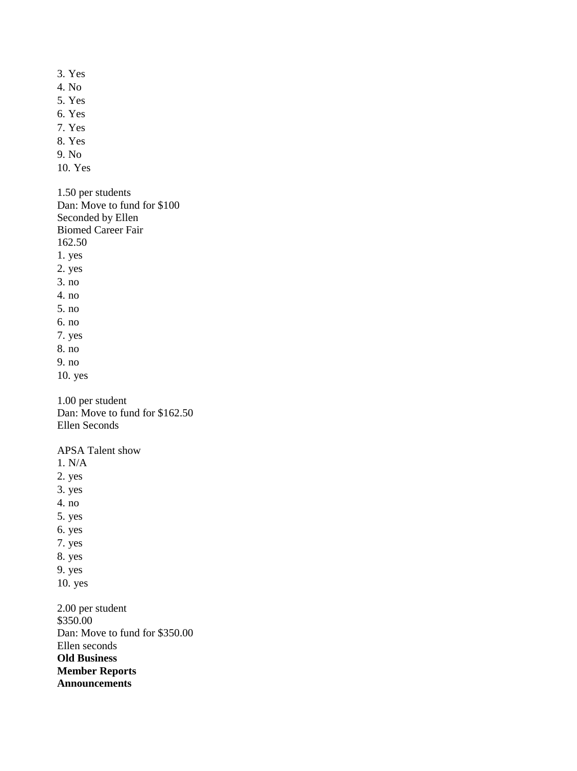3. Yes
4. No
5. Yes
6. Yes
7. Yes
8. Yes
9. No
10. Yes

1.50 per students
Dan: Move to fund for $100
Seconded by Ellen
Biomed Career Fair
162.50
1. yes
2. yes
3. no
4. no
5. no
6. no
7. yes
8. no
9. no
10. yes

1.00 per student
Dan: Move to fund for $162.50
Ellen Seconds

APSA Talent show
1. N/A
2. yes
3. yes
4. no
5. yes
6. yes
7. yes
8. yes
9. yes
10. yes

2.00 per student
$350.00
Dan: Move to fund for $350.00
Ellen seconds

**Old Business**

**Member Reports**

**Announcements**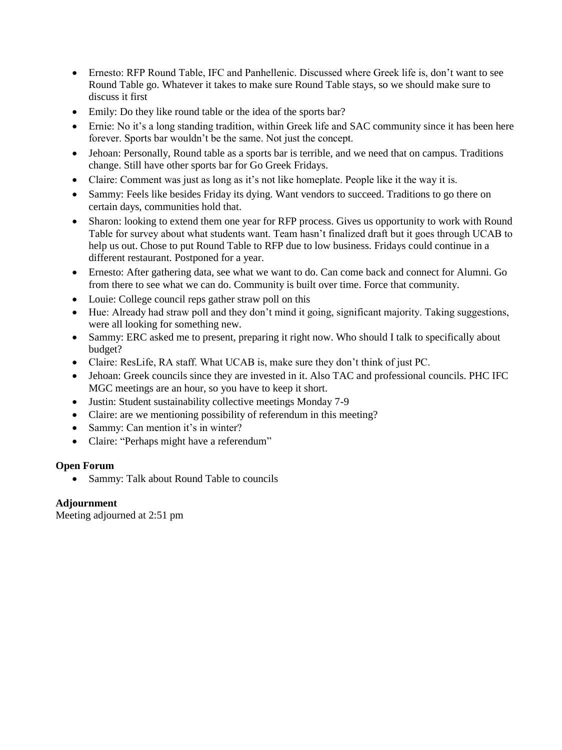- Ernesto: RFP Round Table, IFC and Panhellenic. Discussed where Greek life is, don't want to see Round Table go. Whatever it takes to make sure Round Table stays, so we should make sure to discuss it first
- Emily: Do they like round table or the idea of the sports bar?
- Ernie: No it's a long standing tradition, within Greek life and SAC community since it has been here forever. Sports bar wouldn't be the same. Not just the concept.
- Jehoan: Personally, Round table as a sports bar is terrible, and we need that on campus. Traditions change. Still have other sports bar for Go Greek Fridays.
- Claire: Comment was just as long as it's not like homeplate. People like it the way it is.
- Sammy: Feels like besides Friday its dying. Want vendors to succeed. Traditions to go there on certain days, communities hold that.
- Sharon: looking to extend them one year for RFP process. Gives us opportunity to work with Round Table for survey about what students want. Team hasn't finalized draft but it goes through UCAB to help us out. Chose to put Round Table to RFP due to low business. Fridays could continue in a different restaurant. Postponed for a year.
- Ernesto: After gathering data, see what we want to do. Can come back and connect for Alumni. Go from there to see what we can do. Community is built over time. Force that community.
- Louie: College council reps gather straw poll on this
- Hue: Already had straw poll and they don't mind it going, significant majority. Taking suggestions, were all looking for something new.
- Sammy: ERC asked me to present, preparing it right now. Who should I talk to specifically about budget?
- Claire: ResLife, RA staff. What UCAB is, make sure they don't think of just PC.
- Jehoan: Greek councils since they are invested in it. Also TAC and professional councils. PHC IFC MGC meetings are an hour, so you have to keep it short.
- Justin: Student sustainability collective meetings Monday 7-9
- Claire: are we mentioning possibility of referendum in this meeting?
- Sammy: Can mention it's in winter?
- Claire: "Perhaps might have a referendum"

**Open Forum**

- Sammy: Talk about Round Table to councils

**Adjournment**

Meeting adjourned at 2:51 pm